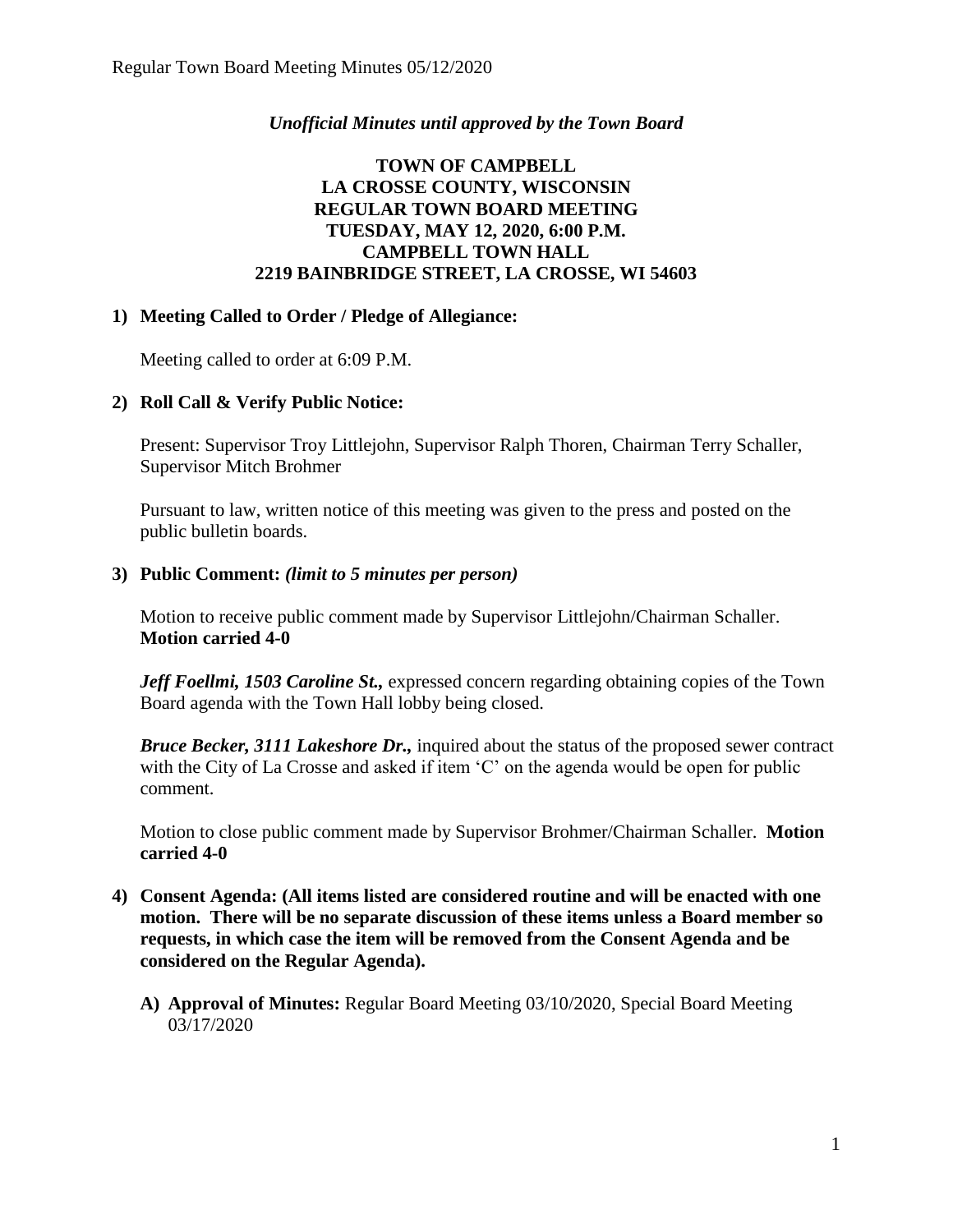*Unofficial Minutes until approved by the Town Board*

# TOWN OF CAMPBELL
# LA CROSSE COUNTY, WISCONSIN
# REGULAR TOWN BOARD MEETING
# TUESDAY, MAY 12, 2020, 6:00 P.M.
# CAMPBELL TOWN HALL
# 2219 BAINBRIDGE STREET, LA CROSSE, WI 54603

## 1) Meeting Called to Order / Pledge of Allegiance:

Meeting called to order at 6:09 P.M.

## 2) Roll Call & Verify Public Notice:

Present: Supervisor Troy Littlejohn, Supervisor Ralph Thoren, Chairman Terry Schaller, Supervisor Mitch Brohmer

Pursuant to law, written notice of this meeting was given to the press and posted on the public bulletin boards.

## 3) Public Comment: *(limit to 5 minutes per person)*

Motion to receive public comment made by Supervisor Littlejohn/Chairman Schaller. **Motion carried 4-0**

***Jeff Foellmi, 1503 Caroline St.,*** expressed concern regarding obtaining copies of the Town Board agenda with the Town Hall lobby being closed.

***Bruce Becker, 3111 Lakeshore Dr.,*** inquired about the status of the proposed sewer contract with the City of La Crosse and asked if item 'C' on the agenda would be open for public comment.

Motion to close public comment made by Supervisor Brohmer/Chairman Schaller. **Motion carried 4-0**

## 4) Consent Agenda: (All items listed are considered routine and will be enacted with one motion. There will be no separate discussion of these items unless a Board member so requests, in which case the item will be removed from the Consent Agenda and be considered on the Regular Agenda).

**A) Approval of Minutes:** Regular Board Meeting 03/10/2020, Special Board Meeting 03/17/2020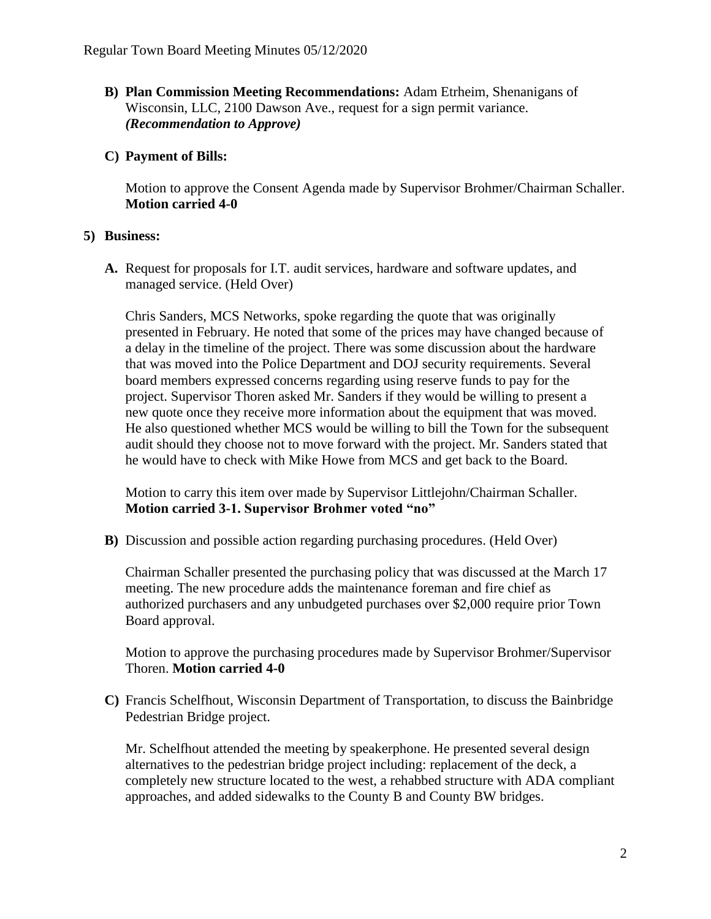**B) Plan Commission Meeting Recommendations:** Adam Etrheim, Shenanigans of Wisconsin, LLC, 2100 Dawson Ave., request for a sign permit variance. ***(Recommendation to Approve)***

**C) Payment of Bills:**

Motion to approve the Consent Agenda made by Supervisor Brohmer/Chairman Schaller. **Motion carried 4-0**

**5) Business:**

**A.** Request for proposals for I.T. audit services, hardware and software updates, and managed service. (Held Over)

Chris Sanders, MCS Networks, spoke regarding the quote that was originally presented in February. He noted that some of the prices may have changed because of a delay in the timeline of the project. There was some discussion about the hardware that was moved into the Police Department and DOJ security requirements. Several board members expressed concerns regarding using reserve funds to pay for the project. Supervisor Thoren asked Mr. Sanders if they would be willing to present a new quote once they receive more information about the equipment that was moved. He also questioned whether MCS would be willing to bill the Town for the subsequent audit should they choose not to move forward with the project. Mr. Sanders stated that he would have to check with Mike Howe from MCS and get back to the Board.

Motion to carry this item over made by Supervisor Littlejohn/Chairman Schaller. **Motion carried 3-1. Supervisor Brohmer voted "no"**

**B)** Discussion and possible action regarding purchasing procedures. (Held Over)

Chairman Schaller presented the purchasing policy that was discussed at the March 17 meeting. The new procedure adds the maintenance foreman and fire chief as authorized purchasers and any unbudgeted purchases over $2,000 require prior Town Board approval.

Motion to approve the purchasing procedures made by Supervisor Brohmer/Supervisor Thoren. **Motion carried 4-0**

**C)** Francis Schelfhout, Wisconsin Department of Transportation, to discuss the Bainbridge Pedestrian Bridge project.

Mr. Schelfhout attended the meeting by speakerphone. He presented several design alternatives to the pedestrian bridge project including: replacement of the deck, a completely new structure located to the west, a rehabbed structure with ADA compliant approaches, and added sidewalks to the County B and County BW bridges.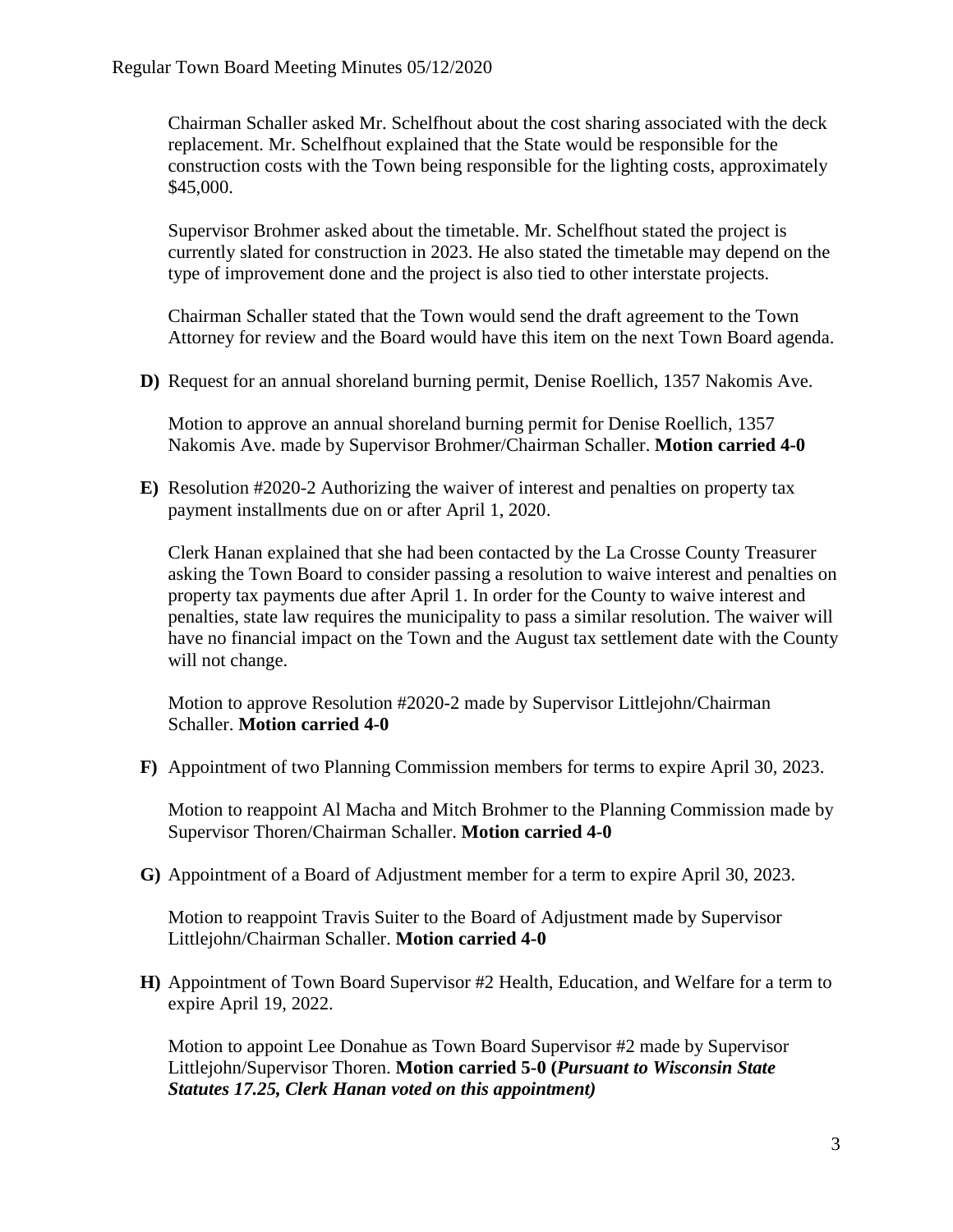Chairman Schaller asked Mr. Schelfhout about the cost sharing associated with the deck replacement. Mr. Schelfhout explained that the State would be responsible for the construction costs with the Town being responsible for the lighting costs, approximately $45,000.

Supervisor Brohmer asked about the timetable. Mr. Schelfhout stated the project is currently slated for construction in 2023. He also stated the timetable may depend on the type of improvement done and the project is also tied to other interstate projects.

Chairman Schaller stated that the Town would send the draft agreement to the Town Attorney for review and the Board would have this item on the next Town Board agenda.

**D)** Request for an annual shoreland burning permit, Denise Roellich, 1357 Nakomis Ave.

Motion to approve an annual shoreland burning permit for Denise Roellich, 1357 Nakomis Ave. made by Supervisor Brohmer/Chairman Schaller. **Motion carried 4-0**

**E)** Resolution #2020-2 Authorizing the waiver of interest and penalties on property tax payment installments due on or after April 1, 2020.

Clerk Hanan explained that she had been contacted by the La Crosse County Treasurer asking the Town Board to consider passing a resolution to waive interest and penalties on property tax payments due after April 1. In order for the County to waive interest and penalties, state law requires the municipality to pass a similar resolution. The waiver will have no financial impact on the Town and the August tax settlement date with the County will not change.

Motion to approve Resolution #2020-2 made by Supervisor Littlejohn/Chairman Schaller. **Motion carried 4-0**

**F)** Appointment of two Planning Commission members for terms to expire April 30, 2023.

Motion to reappoint Al Macha and Mitch Brohmer to the Planning Commission made by Supervisor Thoren/Chairman Schaller. **Motion carried 4-0**

**G)** Appointment of a Board of Adjustment member for a term to expire April 30, 2023.

Motion to reappoint Travis Suiter to the Board of Adjustment made by Supervisor Littlejohn/Chairman Schaller. **Motion carried 4-0**

**H)** Appointment of Town Board Supervisor #2 Health, Education, and Welfare for a term to expire April 19, 2022.

Motion to appoint Lee Donahue as Town Board Supervisor #2 made by Supervisor Littlejohn/Supervisor Thoren. **Motion carried 5-0 (*Pursuant to Wisconsin State Statutes 17.25, Clerk Hanan voted on this appointment*)**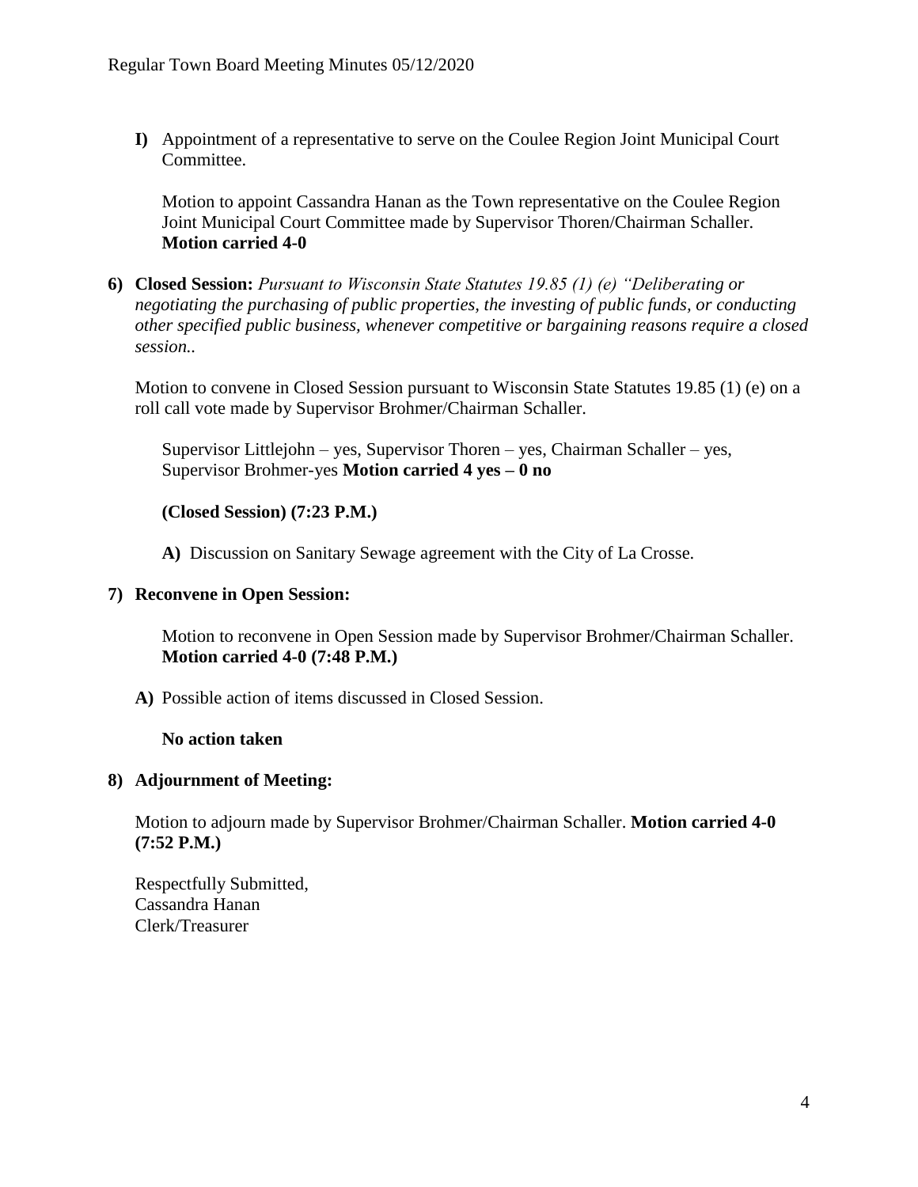**I)** Appointment of a representative to serve on the Coulee Region Joint Municipal Court Committee.

Motion to appoint Cassandra Hanan as the Town representative on the Coulee Region Joint Municipal Court Committee made by Supervisor Thoren/Chairman Schaller. **Motion carried 4-0**

**6) Closed Session:** *Pursuant to Wisconsin State Statutes 19.85 (1) (e) "Deliberating or negotiating the purchasing of public properties, the investing of public funds, or conducting other specified public business, whenever competitive or bargaining reasons require a closed session..*

Motion to convene in Closed Session pursuant to Wisconsin State Statutes 19.85 (1) (e) on a roll call vote made by Supervisor Brohmer/Chairman Schaller.

Supervisor Littlejohn – yes, Supervisor Thoren – yes, Chairman Schaller – yes, Supervisor Brohmer-yes **Motion carried 4 yes – 0 no**

**(Closed Session) (7:23 P.M.)**

**A)** Discussion on Sanitary Sewage agreement with the City of La Crosse.

**7) Reconvene in Open Session:**

Motion to reconvene in Open Session made by Supervisor Brohmer/Chairman Schaller. **Motion carried 4-0 (7:48 P.M.)**

**A)** Possible action of items discussed in Closed Session.

**No action taken**

**8) Adjournment of Meeting:**

Motion to adjourn made by Supervisor Brohmer/Chairman Schaller. **Motion carried 4-0 (7:52 P.M.)**

Respectfully Submitted,
Cassandra Hanan
Clerk/Treasurer